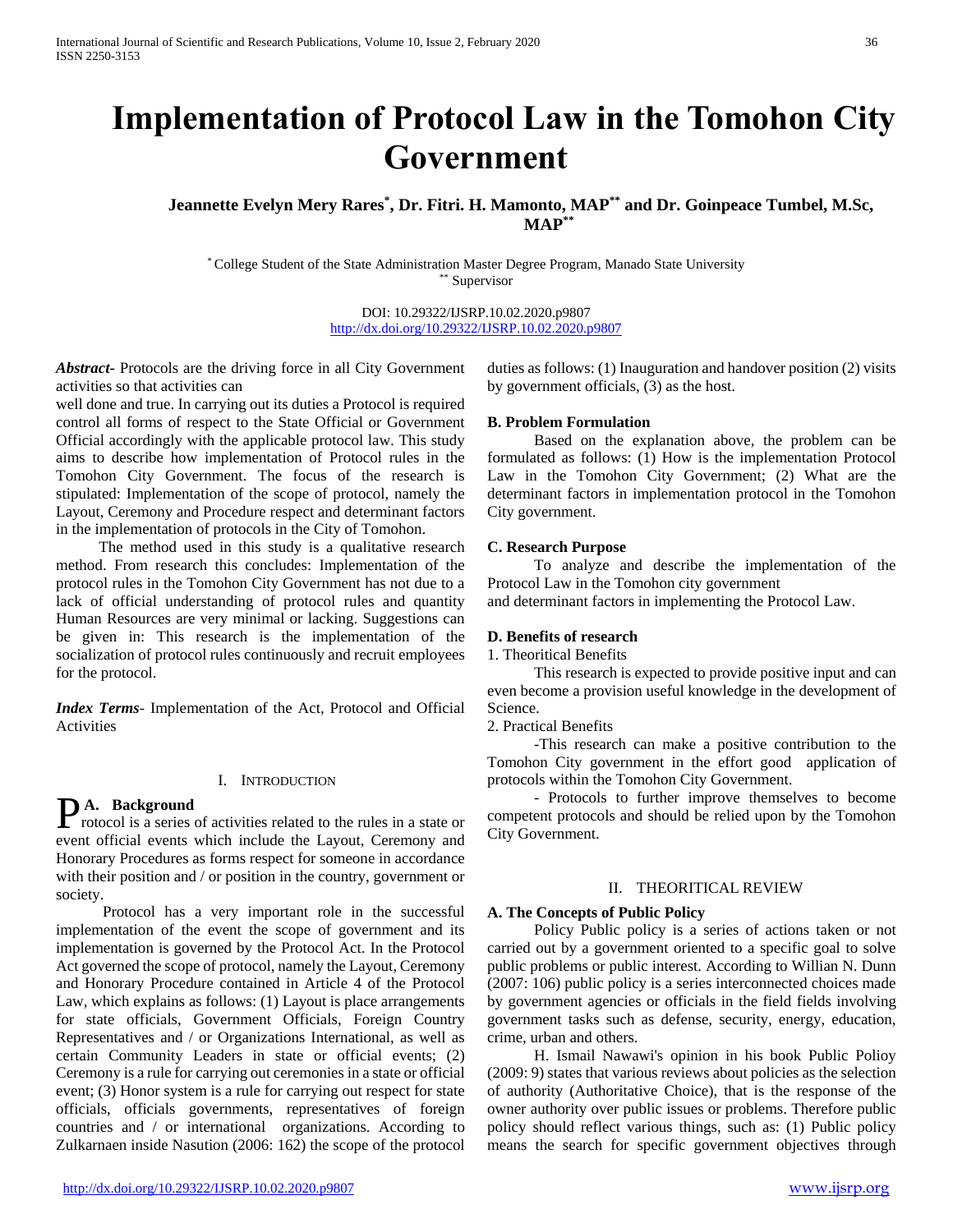# Implementation of Protocol Law in the Tomohon City Government

**Jeannette Evelyn Mery Rares[*], Dr. Fitri. H. Mamonto, MAP[**] and Dr. Goinpeace Tumbel, M.Sc, MAP[**]**

[*] College Student of the State Administration Master Degree Program, Manado State University
[**] Supervisor

DOI: 10.29322/IJSRP.10.02.2020.p9807
http://dx.doi.org/10.29322/IJSRP.10.02.2020.p9807

***Abstract-*** Protocols are the driving force in all City Government activities so that activities can
well done and true. In carrying out its duties a Protocol is required control all forms of respect to the State Official or Government Official accordingly with the applicable protocol law. This study aims to describe how implementation of Protocol rules in the Tomohon City Government. The focus of the research is stipulated: Implementation of the scope of protocol, namely the Layout, Ceremony and Procedure respect and determinant factors in the implementation of protocols in the City of Tomohon.

The method used in this study is a qualitative research method. From research this concludes: Implementation of the protocol rules in the Tomohon City Government has not due to a lack of official understanding of protocol rules and quantity Human Resources are very minimal or lacking. Suggestions can be given in: This research is the implementation of the socialization of protocol rules continuously and recruit employees for the protocol.

***Index Terms*** - Implementation of the Act, Protocol and Official Activities

## I. Introduction

### A. Background

Protocol is a series of activities related to the rules in a state or event official events which include the Layout, Ceremony and Honorary Procedures as forms respect for someone in accordance with their position and / or position in the country, government or society.

Protocol has a very important role in the successful implementation of the event the scope of government and its implementation is governed by the Protocol Act. In the Protocol Act governed the scope of protocol, namely the Layout, Ceremony and Honorary Procedure contained in Article 4 of the Protocol Law, which explains as follows: (1) Layout is place arrangements for state officials, Government Officials, Foreign Country Representatives and / or Organizations International, as well as certain Community Leaders in state or official events; (2) Ceremony is a rule for carrying out ceremonies in a state or official event; (3) Honor system is a rule for carrying out respect for state officials, officials governments, representatives of foreign countries and / or international organizations. According to Zulkarnaen inside Nasution (2006: 162) the scope of the protocol duties as follows: (1) Inauguration and handover position (2) visits by government officials, (3) as the host.

### B. Problem Formulation

Based on the explanation above, the problem can be formulated as follows: (1) How is the implementation Protocol Law in the Tomohon City Government; (2) What are the determinant factors in implementation protocol in the Tomohon City government.

### C. Research Purpose

To analyze and describe the implementation of the Protocol Law in the Tomohon city government
and determinant factors in implementing the Protocol Law.

### D. Benefits of research

1. Theoritical Benefits

This research is expected to provide positive input and can even become a provision useful knowledge in the development of Science.

2. Practical Benefits

-This research can make a positive contribution to the Tomohon City government in the effort good application of protocols within the Tomohon City Government.

- Protocols to further improve themselves to become competent protocols and should be relied upon by the Tomohon City Government.

## II. Theoritical Review

### A. The Concepts of Public Policy

Policy Public policy is a series of actions taken or not carried out by a government oriented to a specific goal to solve public problems or public interest. According to Willian N. Dunn (2007: 106) public policy is a series interconnected choices made by government agencies or officials in the field fields involving government tasks such as defense, security, energy, education, crime, urban and others.

H. Ismail Nawawi's opinion in his book Public Polioy (2009: 9) states that various reviews about policies as the selection of authority (Authoritative Choice), that is the response of the owner authority over public issues or problems. Therefore public policy should reflect various things, such as: (1) Public policy means the search for specific government objectives through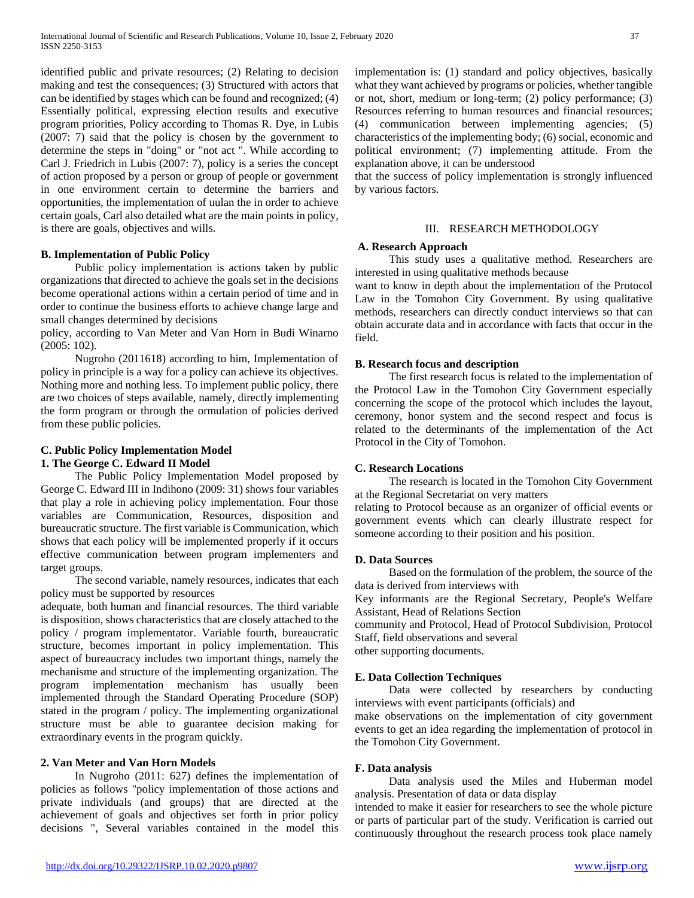identified public and private resources; (2) Relating to decision making and test the consequences; (3) Structured with actors that can be identified by stages which can be found and recognized; (4) Essentially political, expressing election results and executive program priorities, Policy according to Thomas R. Dye, in Lubis (2007: 7) said that the policy is chosen by the government to determine the steps in "doing" or "not act ". While according to Carl J. Friedrich in Lubis (2007: 7), policy is a series the concept of action proposed by a person or group of people or government in one environment certain to determine the barriers and opportunities, the implementation of uulan the in order to achieve certain goals, Carl also detailed what are the main points in policy, is there are goals, objectives and wills.

**B. Implementation of Public Policy**

Public policy implementation is actions taken by public organizations that directed to achieve the goals set in the decisions become operational actions within a certain period of time and in order to continue the business efforts to achieve change large and small changes determined by decisions policy, according to Van Meter and Van Horn in Budi Winarno (2005: 102).

Nugroho (2011618) according to him, Implementation of policy in principle is a way for a policy can achieve its objectives. Nothing more and nothing less. To implement public policy, there are two choices of steps available, namely, directly implementing the form program or through the ormulation of policies derived from these public policies.

**C. Public Policy Implementation Model**

**1. The George C. Edward II Model**

The Public Policy Implementation Model proposed by George C. Edward III in Indihono (2009: 31) shows four variables that play a role in achieving policy implementation. Four those variables are Communication, Resources, disposition and bureaucratic structure. The first variable is Communication, which shows that each policy will be implemented properly if it occurs effective communication between program implementers and target groups.

The second variable, namely resources, indicates that each policy must be supported by resources adequate, both human and financial resources. The third variable is disposition, shows characteristics that are closely attached to the policy / program implementator. Variable fourth, bureaucratic structure, becomes important in policy implementation. This aspect of bureaucracy includes two important things, namely the mechanisme and structure of the implementing organization. The program implementation mechanism has usually been implemented through the Standard Operating Procedure (SOP) stated in the program / policy. The implementing organizational structure must be able to guarantee decision making for extraordinary events in the program quickly.

**2. Van Meter and Van Horn Models**

In Nugroho (2011: 627) defines the implementation of policies as follows "policy implementation of those actions and private individuals (and groups) that are directed at the achievement of goals and objectives set forth in prior policy decisions ", Several variables contained in the model this implementation is: (1) standard and policy objectives, basically what they want achieved by programs or policies, whether tangible or not, short, medium or long-term; (2) policy performance; (3) Resources referring to human resources and financial resources; (4) communication between implementing agencies; (5) characteristics of the implementing body; (6) social, economic and political environment; (7) implementing attitude. From the explanation above, it can be understood that the success of policy implementation is strongly influenced by various factors.

## III. RESEARCH METHODOLOGY

**A. Research Approach**

This study uses a qualitative method. Researchers are interested in using qualitative methods because want to know in depth about the implementation of the Protocol Law in the Tomohon City Government. By using qualitative methods, researchers can directly conduct interviews so that can obtain accurate data and in accordance with facts that occur in the field.

**B. Research focus and description**

The first research focus is related to the implementation of the Protocol Law in the Tomohon City Government especially concerning the scope of the protocol which includes the layout, ceremony, honor system and the second respect and focus is related to the determinants of the implementation of the Act Protocol in the City of Tomohon.

**C. Research Locations**

The research is located in the Tomohon City Government at the Regional Secretariat on very matters relating to Protocol because as an organizer of official events or government events which can clearly illustrate respect for someone according to their position and his position.

**D. Data Sources**

Based on the formulation of the problem, the source of the data is derived from interviews with Key informants are the Regional Secretary, People's Welfare Assistant, Head of Relations Section community and Protocol, Head of Protocol Subdivision, Protocol Staff, field observations and several other supporting documents.

**E. Data Collection Techniques**

Data were collected by researchers by conducting interviews with event participants (officials) and make observations on the implementation of city government events to get an idea regarding the implementation of protocol in the Tomohon City Government.

**F. Data analysis**

Data analysis used the Miles and Huberman model analysis. Presentation of data or data display intended to make it easier for researchers to see the whole picture or parts of particular part of the study. Verification is carried out continuously throughout the research process took place namely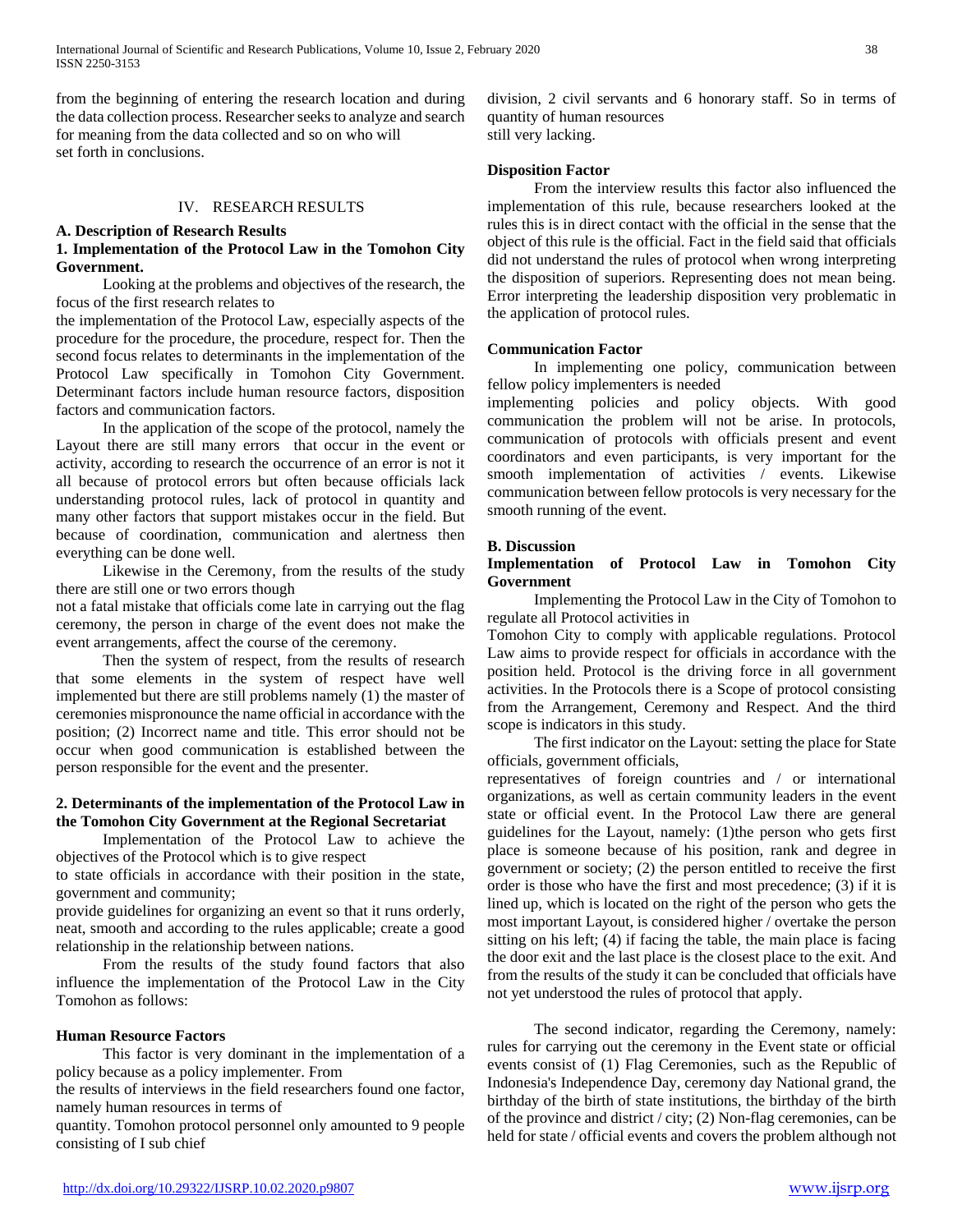from the beginning of entering the research location and during the data collection process. Researcher seeks to analyze and search for meaning from the data collected and so on who will set forth in conclusions.

## IV. RESEARCH RESULTS

### A. Description of Research Results

#### 1. Implementation of the Protocol Law in the Tomohon City Government.

Looking at the problems and objectives of the research, the focus of the first research relates to the implementation of the Protocol Law, especially aspects of the procedure for the procedure, the procedure, respect for. Then the second focus relates to determinants in the implementation of the Protocol Law specifically in Tomohon City Government. Determinant factors include human resource factors, disposition factors and communication factors.

In the application of the scope of the protocol, namely the Layout there are still many errors that occur in the event or activity, according to research the occurrence of an error is not it all because of protocol errors but often because officials lack understanding protocol rules, lack of protocol in quantity and many other factors that support mistakes occur in the field. But because of coordination, communication and alertness then everything can be done well.

Likewise in the Ceremony, from the results of the study there are still one or two errors though not a fatal mistake that officials come late in carrying out the flag ceremony, the person in charge of the event does not make the event arrangements, affect the course of the ceremony.

Then the system of respect, from the results of research that some elements in the system of respect have well implemented but there are still problems namely (1) the master of ceremonies mispronounce the name official in accordance with the position; (2) Incorrect name and title. This error should not be occur when good communication is established between the person responsible for the event and the presenter.

#### 2. Determinants of the implementation of the Protocol Law in the Tomohon City Government at the Regional Secretariat

Implementation of the Protocol Law to achieve the objectives of the Protocol which is to give respect to state officials in accordance with their position in the state, government and community; provide guidelines for organizing an event so that it runs orderly, neat, smooth and according to the rules applicable; create a good relationship in the relationship between nations.

From the results of the study found factors that also influence the implementation of the Protocol Law in the City Tomohon as follows:

**Human Resource Factors**

This factor is very dominant in the implementation of a policy because as a policy implementer. From the results of interviews in the field researchers found one factor, namely human resources in terms of quantity. Tomohon protocol personnel only amounted to 9 people consisting of I sub chief division, 2 civil servants and 6 honorary staff. So in terms of quantity of human resources still very lacking.

**Disposition Factor**

From the interview results this factor also influenced the implementation of this rule, because researchers looked at the rules this is in direct contact with the official in the sense that the object of this rule is the official. Fact in the field said that officials did not understand the rules of protocol when wrong interpreting the disposition of superiors. Representing does not mean being. Error interpreting the leadership disposition very problematic in the application of protocol rules.

**Communication Factor**

In implementing one policy, communication between fellow policy implementers is needed implementing policies and policy objects. With good communication the problem will not be arise. In protocols, communication of protocols with officials present and event coordinators and even participants, is very important for the smooth implementation of activities / events. Likewise communication between fellow protocols is very necessary for the smooth running of the event.

### B. Discussion

**Implementation of Protocol Law in Tomohon City Government**

Implementing the Protocol Law in the City of Tomohon to regulate all Protocol activities in Tomohon City to comply with applicable regulations. Protocol Law aims to provide respect for officials in accordance with the position held. Protocol is the driving force in all government activities. In the Protocols there is a Scope of protocol consisting from the Arrangement, Ceremony and Respect. And the third scope is indicators in this study.

The first indicator on the Layout: setting the place for State officials, government officials, representatives of foreign countries and / or international organizations, as well as certain community leaders in the event state or official event. In the Protocol Law there are general guidelines for the Layout, namely: (1)the person who gets first place is someone because of his position, rank and degree in government or society; (2) the person entitled to receive the first order is those who have the first and most precedence; (3) if it is lined up, which is located on the right of the person who gets the most important Layout, is considered higher / overtake the person sitting on his left; (4) if facing the table, the main place is facing the door exit and the last place is the closest place to the exit. And from the results of the study it can be concluded that officials have not yet understood the rules of protocol that apply.

The second indicator, regarding the Ceremony, namely: rules for carrying out the ceremony in the Event state or official events consist of (1) Flag Ceremonies, such as the Republic of Indonesia's Independence Day, ceremony day National grand, the birthday of the birth of state institutions, the birthday of the birth of the province and district / city; (2) Non-flag ceremonies, can be held for state / official events and covers the problem although not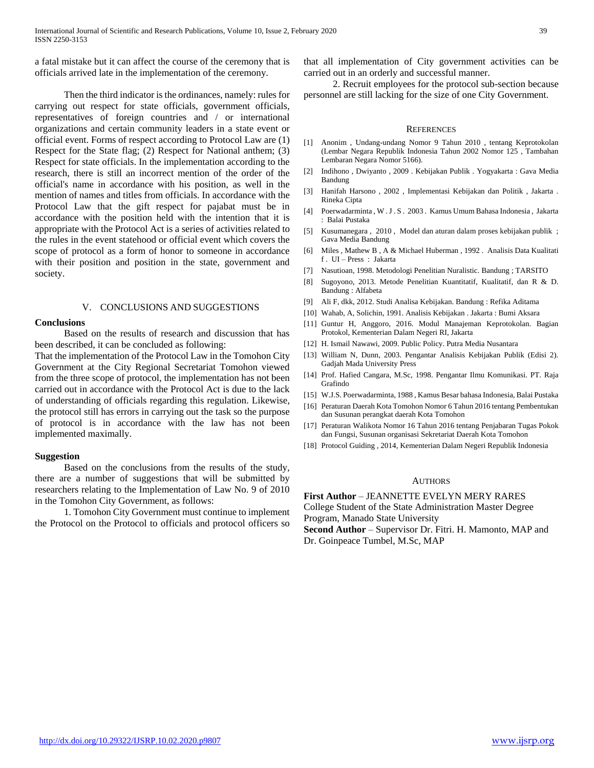a fatal mistake but it can affect the course of the ceremony that is officials arrived late in the implementation of the ceremony.

Then the third indicator is the ordinances, namely: rules for carrying out respect for state officials, government officials, representatives of foreign countries and / or international organizations and certain community leaders in a state event or official event. Forms of respect according to Protocol Law are (1) Respect for the State flag; (2) Respect for National anthem; (3) Respect for state officials. In the implementation according to the research, there is still an incorrect mention of the order of the official's name in accordance with his position, as well in the mention of names and titles from officials. In accordance with the Protocol Law that the gift respect for pajabat must be in accordance with the position held with the intention that it is appropriate with the Protocol Act is a series of activities related to the rules in the event statehood or official event which covers the scope of protocol as a form of honor to someone in accordance with their position and position in the state, government and society.

## V. CONCLUSIONS AND SUGGESTIONS

**Conclusions**

Based on the results of research and discussion that has been described, it can be concluded as following:

That the implementation of the Protocol Law in the Tomohon City Government at the City Regional Secretariat Tomohon viewed from the three scope of protocol, the implementation has not been carried out in accordance with the Protocol Act is due to the lack of understanding of officials regarding this regulation. Likewise, the protocol still has errors in carrying out the task so the purpose of protocol is in accordance with the law has not been implemented maximally.

**Suggestion**

Based on the conclusions from the results of the study, there are a number of suggestions that will be submitted by researchers relating to the Implementation of Law No. 9 of 2010 in the Tomohon City Government, as follows:

1. Tomohon City Government must continue to implement the Protocol on the Protocol to officials and protocol officers so that all implementation of City government activities can be carried out in an orderly and successful manner.

2. Recruit employees for the protocol sub-section because personnel are still lacking for the size of one City Government.

## REFERENCES

[1] Anonim , Undang-undang Nomor 9 Tahun 2010 , tentang Keprotokolan (Lembar Negara Republik Indonesia Tahun 2002 Nomor 125 , Tambahan Lembaran Negara Nomor 5166).

[2] Indihono , Dwiyanto , 2009 . Kebijakan Publik . Yogyakarta : Gava Media Bandung

[3] Hanifah Harsono , 2002 , Implementasi Kebijakan dan Politik , Jakarta . Rineka Cipta

[4] Poerwadarminta , W . J . S . 2003 . Kamus Umum Bahasa Indonesia , Jakarta : Balai Pustaka

[5] Kusumanegara , 2010 , Model dan aturan dalam proses kebijakan publik ; Gava Media Bandung

[6] Miles , Mathew B , A & Michael Huberman , 1992 . Analisis Data Kualitati f . UI – Press : Jakarta

[7] Nasutioan, 1998. Metodologi Penelitian Nuralistic. Bandung ; TARSITO

[8] Sugoyono, 2013. Metode Penelitian Kuantitatif, Kualitatif, dan R & D. Bandung : Alfabeta

[9] Ali F, dkk, 2012. Studi Analisa Kebijakan. Bandung : Refika Aditama

[10] Wahab, A, Solichin, 1991. Analisis Kebijakan . Jakarta : Bumi Aksara

[11] Guntur H, Anggoro, 2016. Modul Manajeman Keprotokolan. Bagian Protokol, Kementerian Dalam Negeri RI, Jakarta

[12] H. Ismail Nawawi, 2009. Public Policy. Putra Media Nusantara

[13] William N, Dunn, 2003. Pengantar Analisis Kebijakan Publik (Edisi 2). Gadjah Mada University Press

[14] Prof. Hafied Cangara, M.Sc, 1998. Pengantar Ilmu Komunikasi. PT. Raja Grafindo

[15] W.J.S. Poerwadarminta, 1988 , Kamus Besar bahasa Indonesia, Balai Pustaka

[16] Peraturan Daerah Kota Tomohon Nomor 6 Tahun 2016 tentang Pembentukan dan Susunan perangkat daerah Kota Tomohon

[17] Peraturan Walikota Nomor 16 Tahun 2016 tentang Penjabaran Tugas Pokok dan Fungsi, Susunan organisasi Sekretariat Daerah Kota Tomohon

[18] Protocol Guiding , 2014, Kementerian Dalam Negeri Republik Indonesia

## AUTHORS

**First Author** – JEANNETTE EVELYN MERY RARES College Student of the State Administration Master Degree Program, Manado State University

**Second Author** – Supervisor Dr. Fitri. H. Mamonto, MAP and Dr. Goinpeace Tumbel, M.Sc, MAP